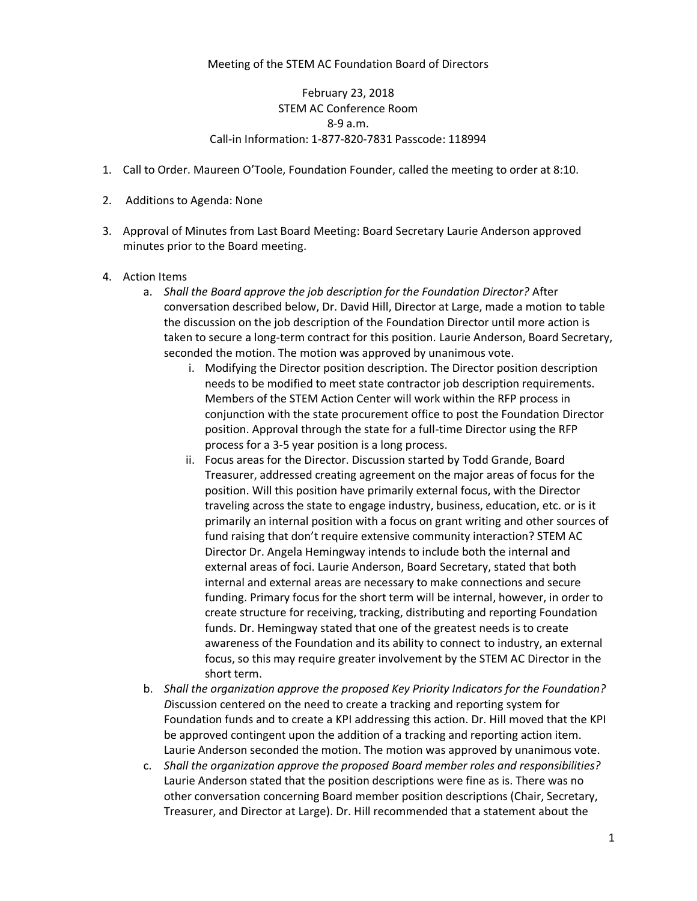Meeting of the STEM AC Foundation Board of Directors

February 23, 2018
STEM AC Conference Room
8-9 a.m.
Call-in Information: 1-877-820-7831 Passcode: 118994

1. Call to Order. Maureen O'Toole, Foundation Founder, called the meeting to order at 8:10.

2. Additions to Agenda: None

3. Approval of Minutes from Last Board Meeting: Board Secretary Laurie Anderson approved minutes prior to the Board meeting.

4. Action Items
   a. *Shall the Board approve the job description for the Foundation Director?* After conversation described below, Dr. David Hill, Director at Large, made a motion to table the discussion on the job description of the Foundation Director until more action is taken to secure a long-term contract for this position. Laurie Anderson, Board Secretary, seconded the motion. The motion was approved by unanimous vote.
      i. Modifying the Director position description. The Director position description needs to be modified to meet state contractor job description requirements. Members of the STEM Action Center will work within the RFP process in conjunction with the state procurement office to post the Foundation Director position. Approval through the state for a full-time Director using the RFP process for a 3-5 year position is a long process.
      ii. Focus areas for the Director. Discussion started by Todd Grande, Board Treasurer, addressed creating agreement on the major areas of focus for the position. Will this position have primarily external focus, with the Director traveling across the state to engage industry, business, education, etc. or is it primarily an internal position with a focus on grant writing and other sources of fund raising that don't require extensive community interaction? STEM AC Director Dr. Angela Hemingway intends to include both the internal and external areas of foci. Laurie Anderson, Board Secretary, stated that both internal and external areas are necessary to make connections and secure funding. Primary focus for the short term will be internal, however, in order to create structure for receiving, tracking, distributing and reporting Foundation funds. Dr. Hemingway stated that one of the greatest needs is to create awareness of the Foundation and its ability to connect to industry, an external focus, so this may require greater involvement by the STEM AC Director in the short term.
   b. *Shall the organization approve the proposed Key Priority Indicators for the Foundation? D*iscussion centered on the need to create a tracking and reporting system for Foundation funds and to create a KPI addressing this action. Dr. Hill moved that the KPI be approved contingent upon the addition of a tracking and reporting action item. Laurie Anderson seconded the motion. The motion was approved by unanimous vote.
   c. *Shall the organization approve the proposed Board member roles and responsibilities?* Laurie Anderson stated that the position descriptions were fine as is. There was no other conversation concerning Board member position descriptions (Chair, Secretary, Treasurer, and Director at Large). Dr. Hill recommended that a statement about the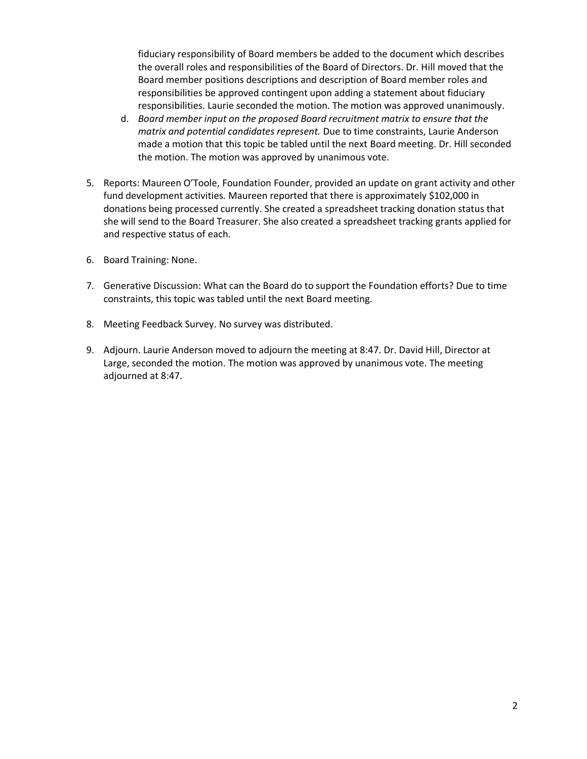fiduciary responsibility of Board members be added to the document which describes the overall roles and responsibilities of the Board of Directors. Dr. Hill moved that the Board member positions descriptions and description of Board member roles and responsibilities be approved contingent upon adding a statement about fiduciary responsibilities. Laurie seconded the motion. The motion was approved unanimously.

   d. *Board member input on the proposed Board recruitment matrix to ensure that the matrix and potential candidates represent.* Due to time constraints, Laurie Anderson made a motion that this topic be tabled until the next Board meeting. Dr. Hill seconded the motion. The motion was approved by unanimous vote.

5. Reports: Maureen O'Toole, Foundation Founder, provided an update on grant activity and other fund development activities. Maureen reported that there is approximately $102,000 in donations being processed currently. She created a spreadsheet tracking donation status that she will send to the Board Treasurer. She also created a spreadsheet tracking grants applied for and respective status of each.

6. Board Training: None.

7. Generative Discussion: What can the Board do to support the Foundation efforts? Due to time constraints, this topic was tabled until the next Board meeting.

8. Meeting Feedback Survey. No survey was distributed.

9. Adjourn. Laurie Anderson moved to adjourn the meeting at 8:47. Dr. David Hill, Director at Large, seconded the motion. The motion was approved by unanimous vote. The meeting adjourned at 8:47.